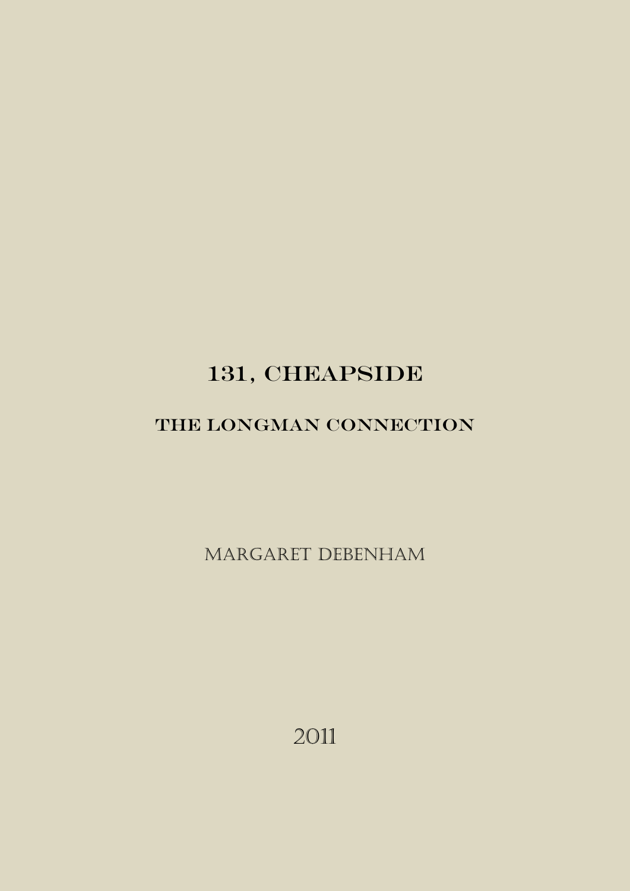# 131, CHEAPSIDE

## THE LONGMAN CONNECTION

MARGARET DEBENHAM

2011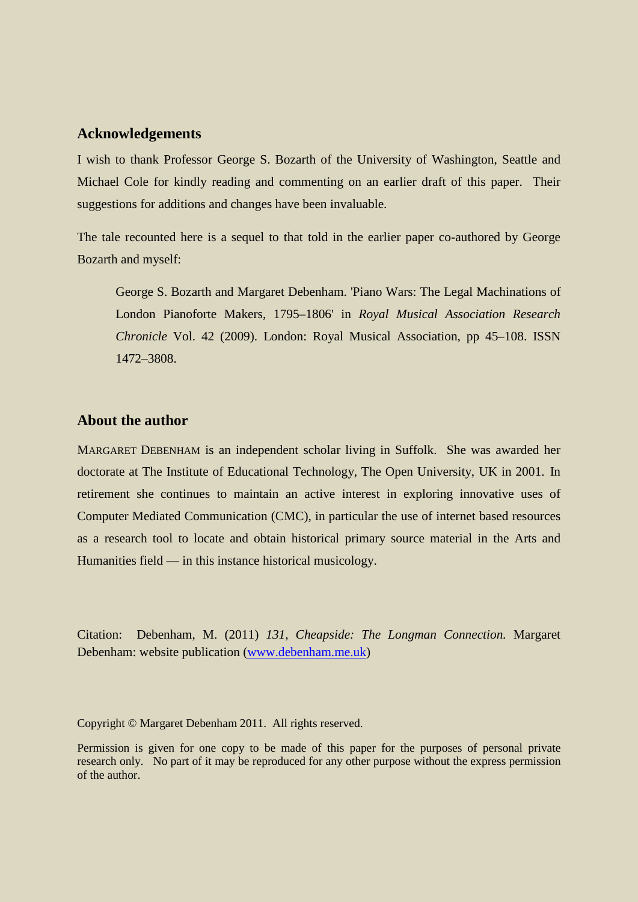## Acknowledgements

I wish to thank Professor George S. Bozarth of the University of Washington, Seattle and Michael Cole for kindly reading and commenting on an earlier draft of this paper. Their suggestions for additions and changes have been invaluable.

The tale recounted here is a sequel to that told in the earlier paper co-authored by George Bozarth and myself:

> George S. Bozarth and Margaret Debenham. 'Piano Wars: The Legal Machinations of London Pianoforte Makers, 1795–1806' in *Royal Musical Association Research Chronicle* Vol. 42 (2009). London: Royal Musical Association, pp 45–108. ISSN 1472–3808.

## About the author

MARGARET DEBENHAM is an independent scholar living in Suffolk. She was awarded her doctorate at The Institute of Educational Technology, The Open University, UK in 2001. In retirement she continues to maintain an active interest in exploring innovative uses of Computer Mediated Communication (CMC), in particular the use of internet based resources as a research tool to locate and obtain historical primary source material in the Arts and Humanities field — in this instance historical musicology.

Citation: Debenham, M. (2011) *131, Cheapside: The Longman Connection.* Margaret Debenham: website publication (www.debenham.me.uk)

Copyright © Margaret Debenham 2011. All rights reserved.

Permission is given for one copy to be made of this paper for the purposes of personal private research only. No part of it may be reproduced for any other purpose without the express permission of the author.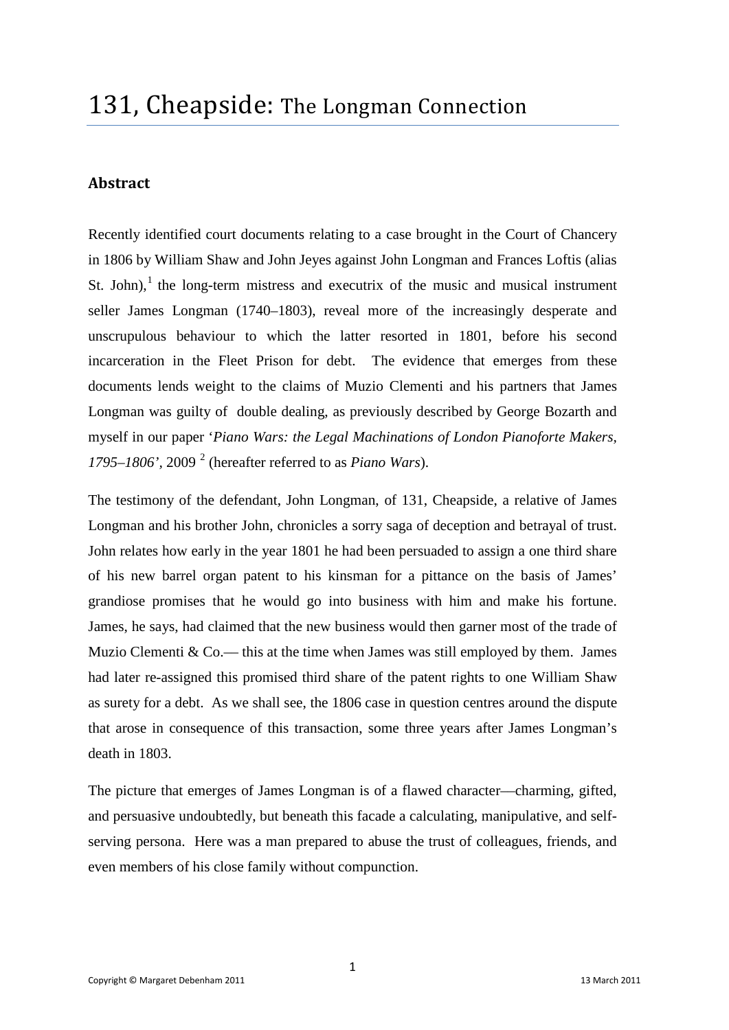# 131, Cheapside: The Longman Connection

## Abstract

Recently identified court documents relating to a case brought in the Court of Chancery in 1806 by William Shaw and John Jeyes against John Longman and Frances Loftis (alias St. John),[1] the long-term mistress and executrix of the music and musical instrument seller James Longman (1740–1803), reveal more of the increasingly desperate and unscrupulous behaviour to which the latter resorted in 1801, before his second incarceration in the Fleet Prison for debt. The evidence that emerges from these documents lends weight to the claims of Muzio Clementi and his partners that James Longman was guilty of double dealing, as previously described by George Bozarth and myself in our paper '*Piano Wars: the Legal Machinations of London Pianoforte Makers, 1795–1806'*, 2009 [2] (hereafter referred to as *Piano Wars*).

The testimony of the defendant, John Longman, of 131, Cheapside, a relative of James Longman and his brother John, chronicles a sorry saga of deception and betrayal of trust. John relates how early in the year 1801 he had been persuaded to assign a one third share of his new barrel organ patent to his kinsman for a pittance on the basis of James' grandiose promises that he would go into business with him and make his fortune. James, he says, had claimed that the new business would then garner most of the trade of Muzio Clementi & Co.— this at the time when James was still employed by them. James had later re-assigned this promised third share of the patent rights to one William Shaw as surety for a debt. As we shall see, the 1806 case in question centres around the dispute that arose in consequence of this transaction, some three years after James Longman's death in 1803.

The picture that emerges of James Longman is of a flawed character—charming, gifted, and persuasive undoubtedly, but beneath this facade a calculating, manipulative, and self-serving persona. Here was a man prepared to abuse the trust of colleagues, friends, and even members of his close family without compunction.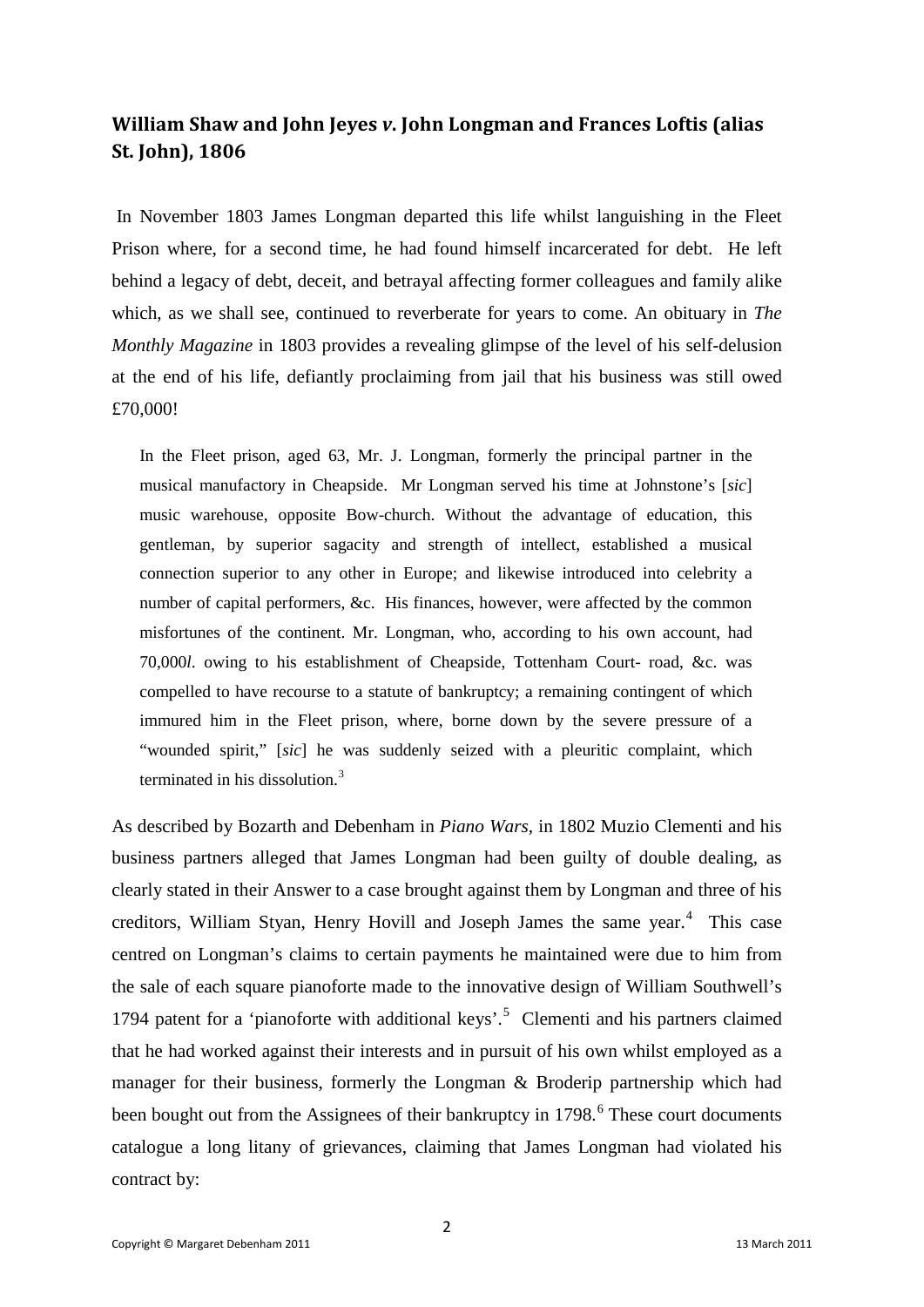## William Shaw and John Jeyes *v*. John Longman and Frances Loftis (alias St. John), 1806

In November 1803 James Longman departed this life whilst languishing in the Fleet Prison where, for a second time, he had found himself incarcerated for debt. He left behind a legacy of debt, deceit, and betrayal affecting former colleagues and family alike which, as we shall see, continued to reverberate for years to come. An obituary in *The Monthly Magazine* in 1803 provides a revealing glimpse of the level of his self-delusion at the end of his life, defiantly proclaiming from jail that his business was still owed £70,000!

> In the Fleet prison, aged 63, Mr. J. Longman, formerly the principal partner in the musical manufactory in Cheapside. Mr Longman served his time at Johnstone's [*sic*] music warehouse, opposite Bow-church. Without the advantage of education, this gentleman, by superior sagacity and strength of intellect, established a musical connection superior to any other in Europe; and likewise introduced into celebrity a number of capital performers, &c. His finances, however, were affected by the common misfortunes of the continent. Mr. Longman, who, according to his own account, had 70,000*l*. owing to his establishment of Cheapside, Tottenham Court- road, &c. was compelled to have recourse to a statute of bankruptcy; a remaining contingent of which immured him in the Fleet prison, where, borne down by the severe pressure of a "wounded spirit," [*sic*] he was suddenly seized with a pleuritic complaint, which terminated in his dissolution.[3]

As described by Bozarth and Debenham in *Piano Wars*, in 1802 Muzio Clementi and his business partners alleged that James Longman had been guilty of double dealing, as clearly stated in their Answer to a case brought against them by Longman and three of his creditors, William Styan, Henry Hovill and Joseph James the same year.[4] This case centred on Longman's claims to certain payments he maintained were due to him from the sale of each square pianoforte made to the innovative design of William Southwell's 1794 patent for a 'pianoforte with additional keys'.[5] Clementi and his partners claimed that he had worked against their interests and in pursuit of his own whilst employed as a manager for their business, formerly the Longman & Broderip partnership which had been bought out from the Assignees of their bankruptcy in 1798.[6] These court documents catalogue a long litany of grievances, claiming that James Longman had violated his contract by: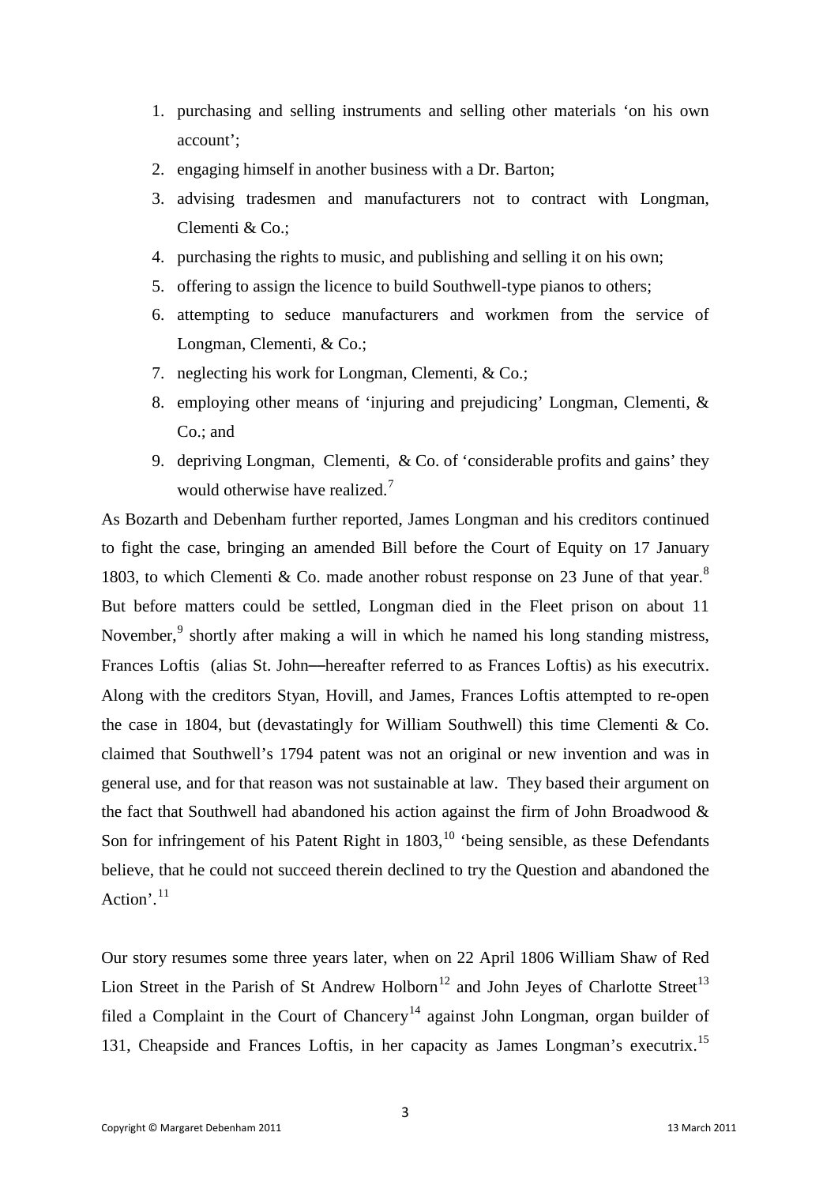1. purchasing and selling instruments and selling other materials 'on his own account';
2. engaging himself in another business with a Dr. Barton;
3. advising tradesmen and manufacturers not to contract with Longman, Clementi & Co.;
4. purchasing the rights to music, and publishing and selling it on his own;
5. offering to assign the licence to build Southwell-type pianos to others;
6. attempting to seduce manufacturers and workmen from the service of Longman, Clementi, & Co.;
7. neglecting his work for Longman, Clementi, & Co.;
8. employing other means of 'injuring and prejudicing' Longman, Clementi, & Co.; and
9. depriving Longman, Clementi, & Co. of 'considerable profits and gains' they would otherwise have realized.[7]

As Bozarth and Debenham further reported, James Longman and his creditors continued to fight the case, bringing an amended Bill before the Court of Equity on 17 January 1803, to which Clementi & Co. made another robust response on 23 June of that year.[8] But before matters could be settled, Longman died in the Fleet prison on about 11 November,[9] shortly after making a will in which he named his long standing mistress, Frances Loftis (alias St. John—hereafter referred to as Frances Loftis) as his executrix. Along with the creditors Styan, Hovill, and James, Frances Loftis attempted to re-open the case in 1804, but (devastatingly for William Southwell) this time Clementi & Co. claimed that Southwell's 1794 patent was not an original or new invention and was in general use, and for that reason was not sustainable at law. They based their argument on the fact that Southwell had abandoned his action against the firm of John Broadwood & Son for infringement of his Patent Right in 1803,[10] 'being sensible, as these Defendants believe, that he could not succeed therein declined to try the Question and abandoned the Action'.[11]

Our story resumes some three years later, when on 22 April 1806 William Shaw of Red Lion Street in the Parish of St Andrew Holborn[12] and John Jeyes of Charlotte Street[13] filed a Complaint in the Court of Chancery[14] against John Longman, organ builder of 131, Cheapside and Frances Loftis, in her capacity as James Longman's executrix.[15]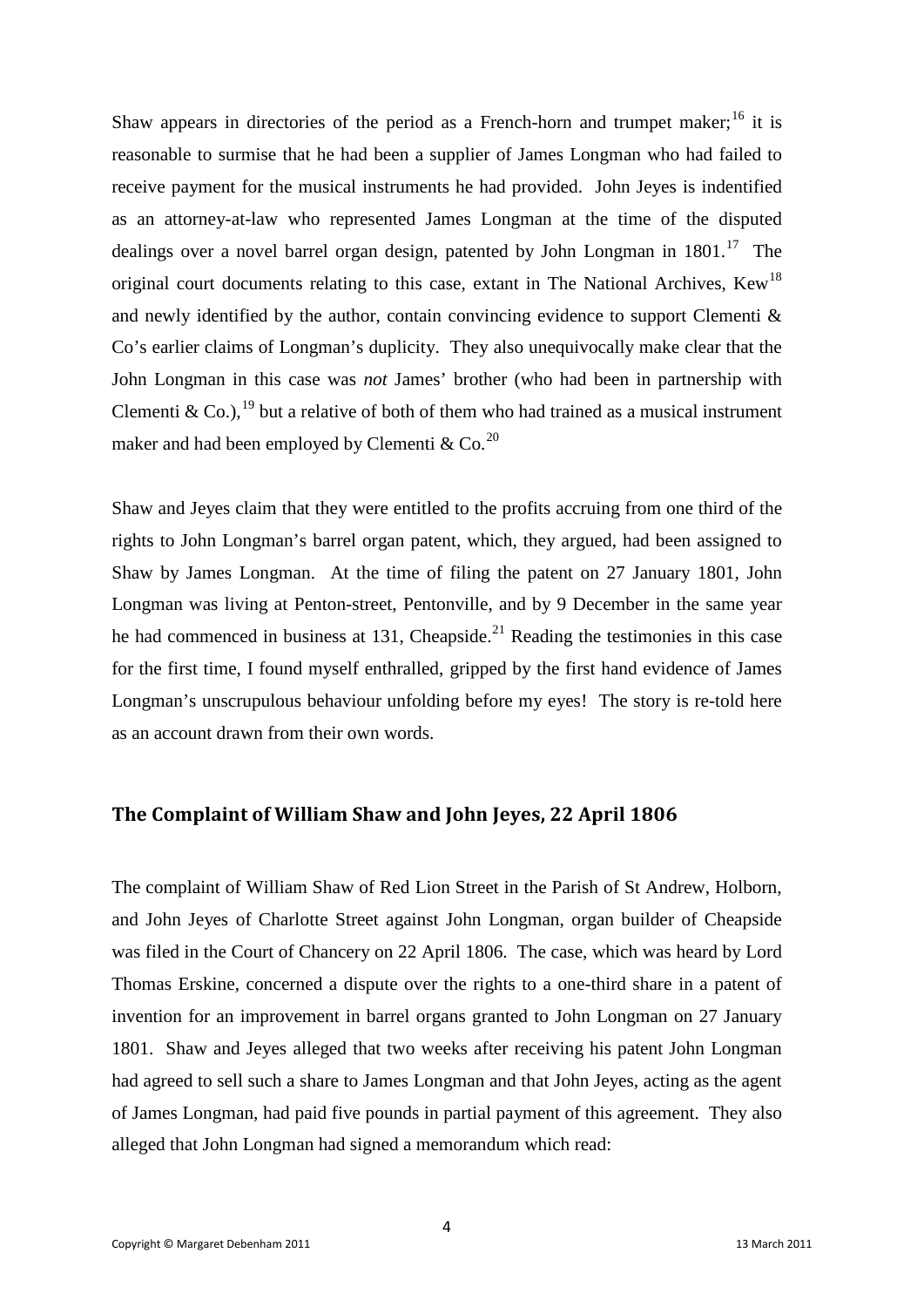Shaw appears in directories of the period as a French-horn and trumpet maker;[16] it is reasonable to surmise that he had been a supplier of James Longman who had failed to receive payment for the musical instruments he had provided. John Jeyes is indentified as an attorney-at-law who represented James Longman at the time of the disputed dealings over a novel barrel organ design, patented by John Longman in 1801.[17] The original court documents relating to this case, extant in The National Archives, Kew[18] and newly identified by the author, contain convincing evidence to support Clementi & Co's earlier claims of Longman's duplicity. They also unequivocally make clear that the John Longman in this case was *not* James' brother (who had been in partnership with Clementi & Co.),[19] but a relative of both of them who had trained as a musical instrument maker and had been employed by Clementi & Co.[20]

Shaw and Jeyes claim that they were entitled to the profits accruing from one third of the rights to John Longman's barrel organ patent, which, they argued, had been assigned to Shaw by James Longman. At the time of filing the patent on 27 January 1801, John Longman was living at Penton-street, Pentonville, and by 9 December in the same year he had commenced in business at 131, Cheapside.[21] Reading the testimonies in this case for the first time, I found myself enthralled, gripped by the first hand evidence of James Longman's unscrupulous behaviour unfolding before my eyes! The story is re-told here as an account drawn from their own words.

## The Complaint of William Shaw and John Jeyes, 22 April 1806

The complaint of William Shaw of Red Lion Street in the Parish of St Andrew, Holborn, and John Jeyes of Charlotte Street against John Longman, organ builder of Cheapside was filed in the Court of Chancery on 22 April 1806. The case, which was heard by Lord Thomas Erskine, concerned a dispute over the rights to a one-third share in a patent of invention for an improvement in barrel organs granted to John Longman on 27 January 1801. Shaw and Jeyes alleged that two weeks after receiving his patent John Longman had agreed to sell such a share to James Longman and that John Jeyes, acting as the agent of James Longman, had paid five pounds in partial payment of this agreement. They also alleged that John Longman had signed a memorandum which read: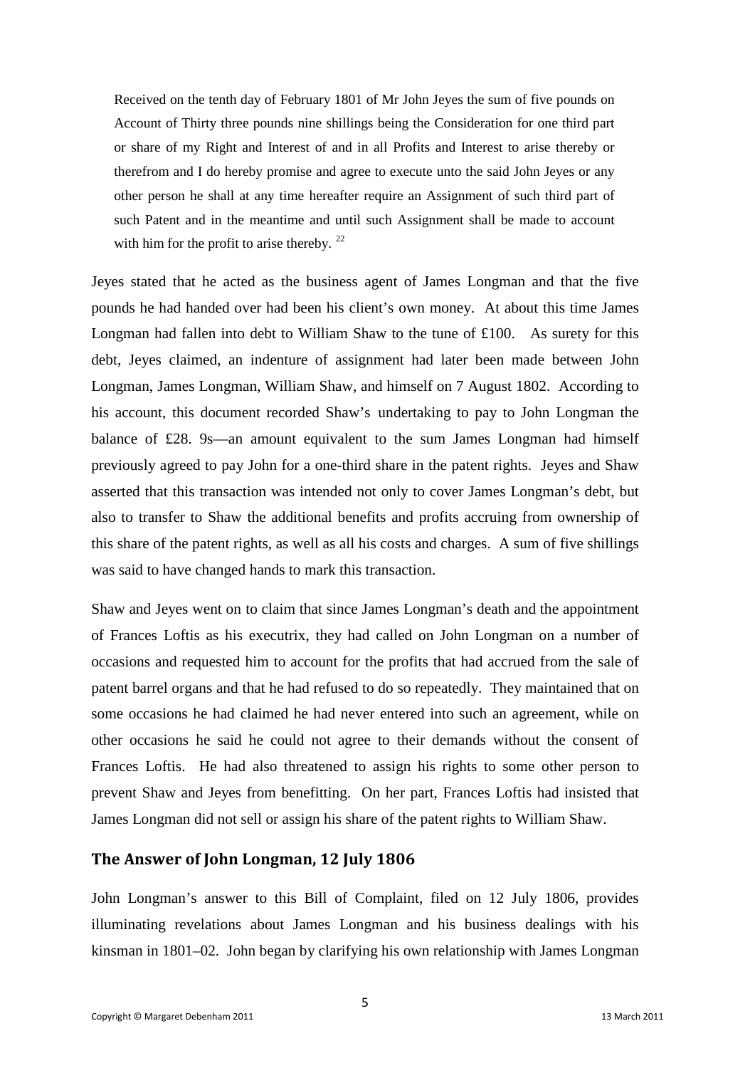> Received on the tenth day of February 1801 of Mr John Jeyes the sum of five pounds on Account of Thirty three pounds nine shillings being the Consideration for one third part or share of my Right and Interest of and in all Profits and Interest to arise thereby or therefrom and I do hereby promise and agree to execute unto the said John Jeyes or any other person he shall at any time hereafter require an Assignment of such third part of such Patent and in the meantime and until such Assignment shall be made to account with him for the profit to arise thereby. [22]

Jeyes stated that he acted as the business agent of James Longman and that the five pounds he had handed over had been his client's own money. At about this time James Longman had fallen into debt to William Shaw to the tune of £100. As surety for this debt, Jeyes claimed, an indenture of assignment had later been made between John Longman, James Longman, William Shaw, and himself on 7 August 1802. According to his account, this document recorded Shaw's undertaking to pay to John Longman the balance of £28. 9s—an amount equivalent to the sum James Longman had himself previously agreed to pay John for a one-third share in the patent rights. Jeyes and Shaw asserted that this transaction was intended not only to cover James Longman's debt, but also to transfer to Shaw the additional benefits and profits accruing from ownership of this share of the patent rights, as well as all his costs and charges. A sum of five shillings was said to have changed hands to mark this transaction.

Shaw and Jeyes went on to claim that since James Longman's death and the appointment of Frances Loftis as his executrix, they had called on John Longman on a number of occasions and requested him to account for the profits that had accrued from the sale of patent barrel organs and that he had refused to do so repeatedly. They maintained that on some occasions he had claimed he had never entered into such an agreement, while on other occasions he said he could not agree to their demands without the consent of Frances Loftis. He had also threatened to assign his rights to some other person to prevent Shaw and Jeyes from benefitting. On her part, Frances Loftis had insisted that James Longman did not sell or assign his share of the patent rights to William Shaw.

## The Answer of John Longman, 12 July 1806

John Longman's answer to this Bill of Complaint, filed on 12 July 1806, provides illuminating revelations about James Longman and his business dealings with his kinsman in 1801–02. John began by clarifying his own relationship with James Longman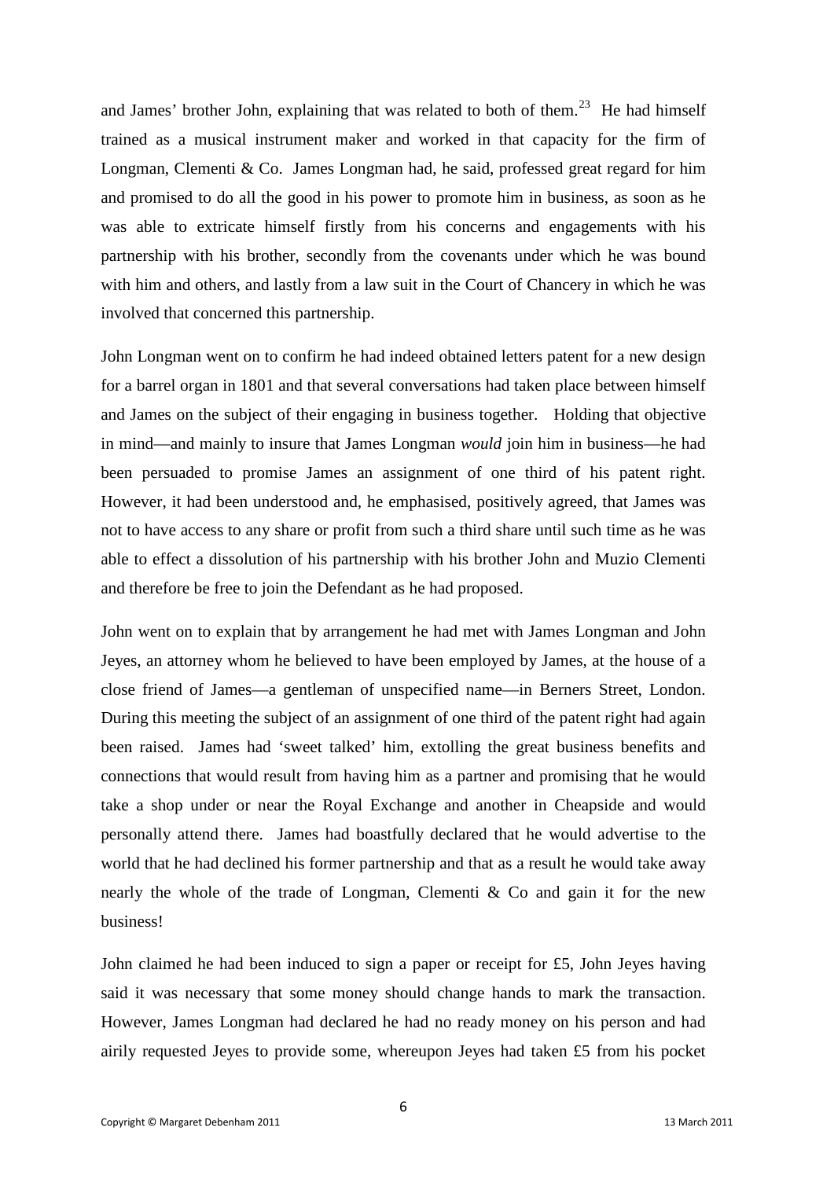and James' brother John, explaining that was related to both of them.[23] He had himself trained as a musical instrument maker and worked in that capacity for the firm of Longman, Clementi & Co. James Longman had, he said, professed great regard for him and promised to do all the good in his power to promote him in business, as soon as he was able to extricate himself firstly from his concerns and engagements with his partnership with his brother, secondly from the covenants under which he was bound with him and others, and lastly from a law suit in the Court of Chancery in which he was involved that concerned this partnership.

John Longman went on to confirm he had indeed obtained letters patent for a new design for a barrel organ in 1801 and that several conversations had taken place between himself and James on the subject of their engaging in business together. Holding that objective in mind—and mainly to insure that James Longman *would* join him in business—he had been persuaded to promise James an assignment of one third of his patent right. However, it had been understood and, he emphasised, positively agreed, that James was not to have access to any share or profit from such a third share until such time as he was able to effect a dissolution of his partnership with his brother John and Muzio Clementi and therefore be free to join the Defendant as he had proposed.

John went on to explain that by arrangement he had met with James Longman and John Jeyes, an attorney whom he believed to have been employed by James, at the house of a close friend of James—a gentleman of unspecified name—in Berners Street, London. During this meeting the subject of an assignment of one third of the patent right had again been raised. James had 'sweet talked' him, extolling the great business benefits and connections that would result from having him as a partner and promising that he would take a shop under or near the Royal Exchange and another in Cheapside and would personally attend there. James had boastfully declared that he would advertise to the world that he had declined his former partnership and that as a result he would take away nearly the whole of the trade of Longman, Clementi & Co and gain it for the new business!

John claimed he had been induced to sign a paper or receipt for £5, John Jeyes having said it was necessary that some money should change hands to mark the transaction. However, James Longman had declared he had no ready money on his person and had airily requested Jeyes to provide some, whereupon Jeyes had taken £5 from his pocket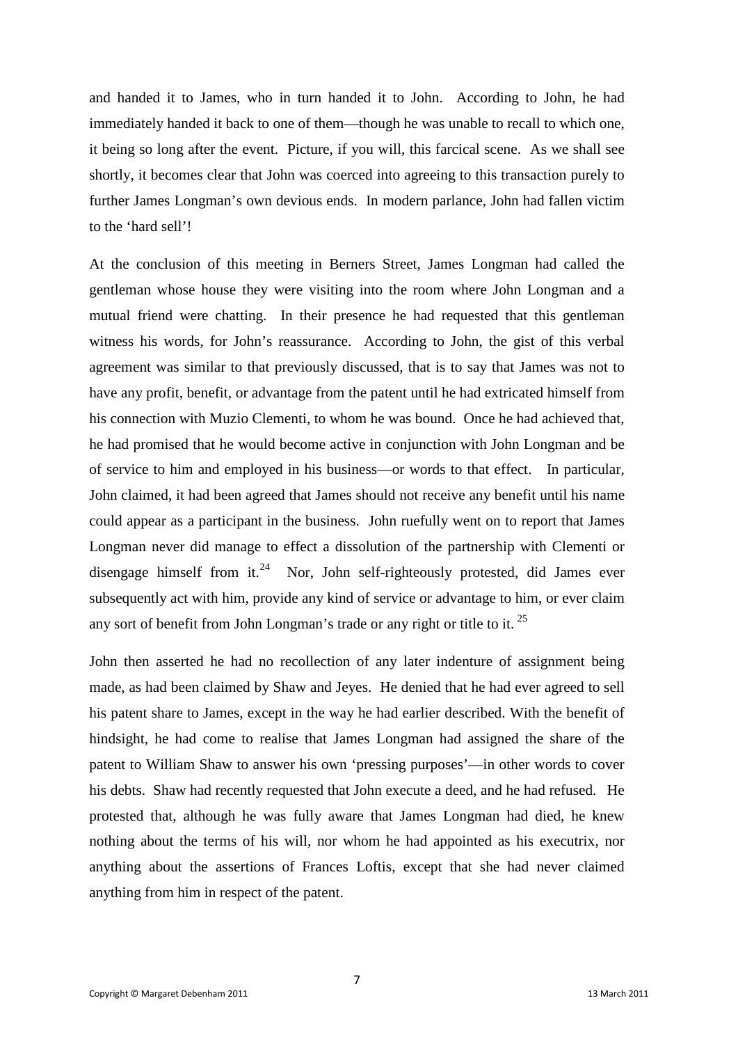and handed it to James, who in turn handed it to John. According to John, he had immediately handed it back to one of them—though he was unable to recall to which one, it being so long after the event. Picture, if you will, this farcical scene. As we shall see shortly, it becomes clear that John was coerced into agreeing to this transaction purely to further James Longman's own devious ends. In modern parlance, John had fallen victim to the 'hard sell'!

At the conclusion of this meeting in Berners Street, James Longman had called the gentleman whose house they were visiting into the room where John Longman and a mutual friend were chatting. In their presence he had requested that this gentleman witness his words, for John's reassurance. According to John, the gist of this verbal agreement was similar to that previously discussed, that is to say that James was not to have any profit, benefit, or advantage from the patent until he had extricated himself from his connection with Muzio Clementi, to whom he was bound. Once he had achieved that, he had promised that he would become active in conjunction with John Longman and be of service to him and employed in his business—or words to that effect. In particular, John claimed, it had been agreed that James should not receive any benefit until his name could appear as a participant in the business. John ruefully went on to report that James Longman never did manage to effect a dissolution of the partnership with Clementi or disengage himself from it.[24] Nor, John self-righteously protested, did James ever subsequently act with him, provide any kind of service or advantage to him, or ever claim any sort of benefit from John Longman's trade or any right or title to it.[25]

John then asserted he had no recollection of any later indenture of assignment being made, as had been claimed by Shaw and Jeyes. He denied that he had ever agreed to sell his patent share to James, except in the way he had earlier described. With the benefit of hindsight, he had come to realise that James Longman had assigned the share of the patent to William Shaw to answer his own 'pressing purposes'—in other words to cover his debts. Shaw had recently requested that John execute a deed, and he had refused. He protested that, although he was fully aware that James Longman had died, he knew nothing about the terms of his will, nor whom he had appointed as his executrix, nor anything about the assertions of Frances Loftis, except that she had never claimed anything from him in respect of the patent.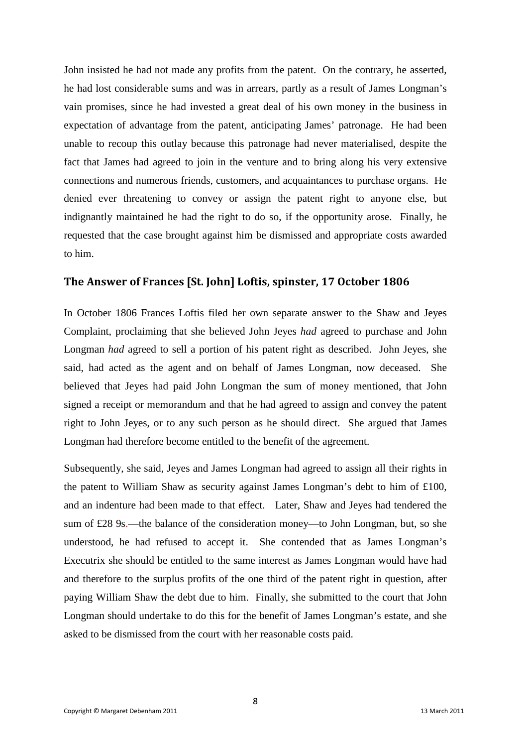John insisted he had not made any profits from the patent. On the contrary, he asserted, he had lost considerable sums and was in arrears, partly as a result of James Longman's vain promises, since he had invested a great deal of his own money in the business in expectation of advantage from the patent, anticipating James' patronage. He had been unable to recoup this outlay because this patronage had never materialised, despite the fact that James had agreed to join in the venture and to bring along his very extensive connections and numerous friends, customers, and acquaintances to purchase organs. He denied ever threatening to convey or assign the patent right to anyone else, but indignantly maintained he had the right to do so, if the opportunity arose. Finally, he requested that the case brought against him be dismissed and appropriate costs awarded to him.

## The Answer of Frances [St. John] Loftis, spinster, 17 October 1806

In October 1806 Frances Loftis filed her own separate answer to the Shaw and Jeyes Complaint, proclaiming that she believed John Jeyes *had* agreed to purchase and John Longman *had* agreed to sell a portion of his patent right as described. John Jeyes, she said, had acted as the agent and on behalf of James Longman, now deceased. She believed that Jeyes had paid John Longman the sum of money mentioned, that John signed a receipt or memorandum and that he had agreed to assign and convey the patent right to John Jeyes, or to any such person as he should direct. She argued that James Longman had therefore become entitled to the benefit of the agreement.

Subsequently, she said, Jeyes and James Longman had agreed to assign all their rights in the patent to William Shaw as security against James Longman's debt to him of £100, and an indenture had been made to that effect. Later, Shaw and Jeyes had tendered the sum of £28 9s.—the balance of the consideration money—to John Longman, but, so she understood, he had refused to accept it. She contended that as James Longman's Executrix she should be entitled to the same interest as James Longman would have had and therefore to the surplus profits of the one third of the patent right in question, after paying William Shaw the debt due to him. Finally, she submitted to the court that John Longman should undertake to do this for the benefit of James Longman's estate, and she asked to be dismissed from the court with her reasonable costs paid.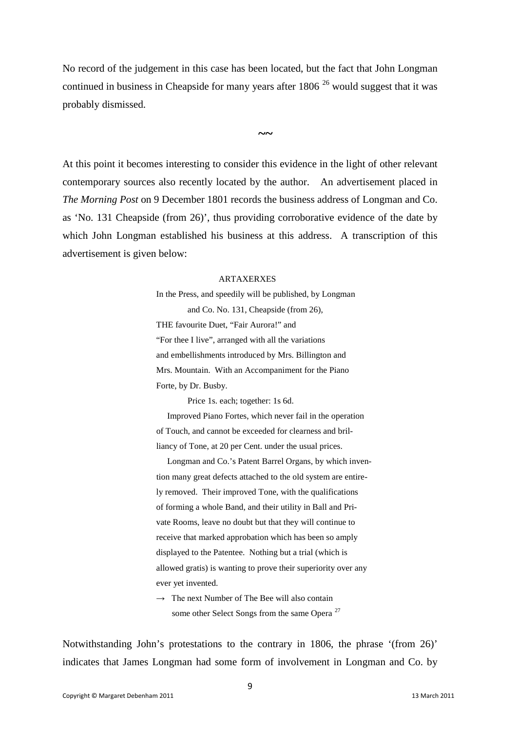No record of the judgement in this case has been located, but the fact that John Longman continued in business in Cheapside for many years after 1806 [26] would suggest that it was probably dismissed.

~~

At this point it becomes interesting to consider this evidence in the light of other relevant contemporary sources also recently located by the author. An advertisement placed in *The Morning Post* on 9 December 1801 records the business address of Longman and Co. as 'No. 131 Cheapside (from 26)', thus providing corroborative evidence of the date by which John Longman established his business at this address. A transcription of this advertisement is given below:

> ARTAXERXES
>
> In the Press, and speedily will be published, by Longman and Co. No. 131, Cheapside (from 26),
> THE favourite Duet, "Fair Aurora!" and "For thee I live", arranged with all the variations and embellishments introduced by Mrs. Billington and Mrs. Mountain. With an Accompaniment for the Piano Forte, by Dr. Busby.
>
> Price 1s. each; together: 1s 6d.
>
> Improved Piano Fortes, which never fail in the operation of Touch, and cannot be exceeded for clearness and brilliancy of Tone, at 20 per Cent. under the usual prices.
>
> Longman and Co.'s Patent Barrel Organs, by which invention many great defects attached to the old system are entirely removed. Their improved Tone, with the qualifications of forming a whole Band, and their utility in Ball and Private Rooms, leave no doubt but that they will continue to receive that marked approbation which has been so amply displayed to the Patentee. Nothing but a trial (which is allowed gratis) is wanting to prove their superiority over any ever yet invented.
>
> → The next Number of The Bee will also contain some other Select Songs from the same Opera [27]

Notwithstanding John's protestations to the contrary in 1806, the phrase '(from 26)' indicates that James Longman had some form of involvement in Longman and Co. by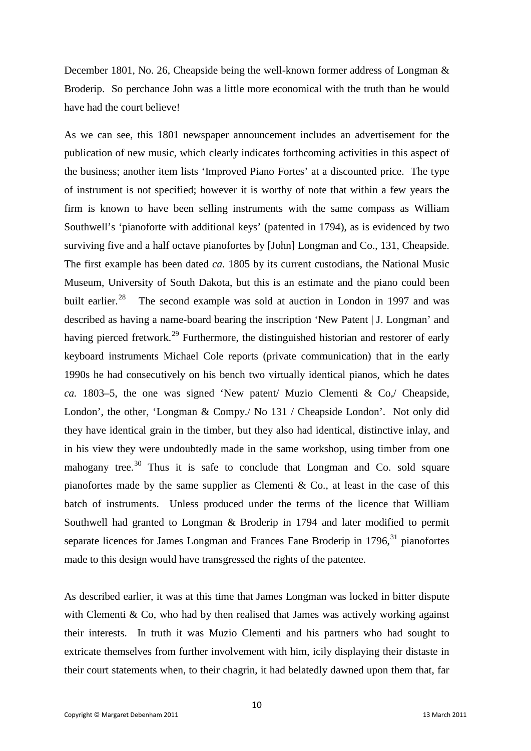December 1801, No. 26, Cheapside being the well-known former address of Longman & Broderip. So perchance John was a little more economical with the truth than he would have had the court believe!

As we can see, this 1801 newspaper announcement includes an advertisement for the publication of new music, which clearly indicates forthcoming activities in this aspect of the business; another item lists 'Improved Piano Fortes' at a discounted price. The type of instrument is not specified; however it is worthy of note that within a few years the firm is known to have been selling instruments with the same compass as William Southwell's 'pianoforte with additional keys' (patented in 1794), as is evidenced by two surviving five and a half octave pianofortes by [John] Longman and Co., 131, Cheapside. The first example has been dated *ca.* 1805 by its current custodians, the National Music Museum, University of South Dakota, but this is an estimate and the piano could been built earlier.[28] The second example was sold at auction in London in 1997 and was described as having a name-board bearing the inscription 'New Patent | J. Longman' and having pierced fretwork.[29] Furthermore, the distinguished historian and restorer of early keyboard instruments Michael Cole reports (private communication) that in the early 1990s he had consecutively on his bench two virtually identical pianos, which he dates *ca.* 1803–5, the one was signed 'New patent/ Muzio Clementi & Co,/ Cheapside, London', the other, 'Longman & Compy./ No 131 / Cheapside London'. Not only did they have identical grain in the timber, but they also had identical, distinctive inlay, and in his view they were undoubtedly made in the same workshop, using timber from one mahogany tree.[30] Thus it is safe to conclude that Longman and Co. sold square pianofortes made by the same supplier as Clementi & Co., at least in the case of this batch of instruments. Unless produced under the terms of the licence that William Southwell had granted to Longman & Broderip in 1794 and later modified to permit separate licences for James Longman and Frances Fane Broderip in 1796,[31] pianofortes made to this design would have transgressed the rights of the patentee.

As described earlier, it was at this time that James Longman was locked in bitter dispute with Clementi & Co, who had by then realised that James was actively working against their interests. In truth it was Muzio Clementi and his partners who had sought to extricate themselves from further involvement with him, icily displaying their distaste in their court statements when, to their chagrin, it had belatedly dawned upon them that, far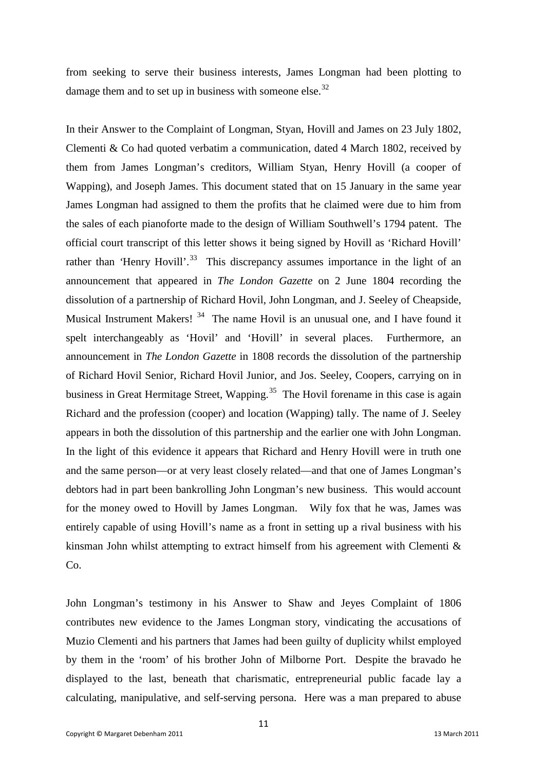from seeking to serve their business interests, James Longman had been plotting to damage them and to set up in business with someone else.[32]

In their Answer to the Complaint of Longman, Styan, Hovill and James on 23 July 1802, Clementi & Co had quoted verbatim a communication, dated 4 March 1802, received by them from James Longman's creditors, William Styan, Henry Hovill (a cooper of Wapping), and Joseph James. This document stated that on 15 January in the same year James Longman had assigned to them the profits that he claimed were due to him from the sales of each pianoforte made to the design of William Southwell's 1794 patent. The official court transcript of this letter shows it being signed by Hovill as 'Richard Hovill' rather than 'Henry Hovill'.[33] This discrepancy assumes importance in the light of an announcement that appeared in *The London Gazette* on 2 June 1804 recording the dissolution of a partnership of Richard Hovil, John Longman, and J. Seeley of Cheapside, Musical Instrument Makers![34] The name Hovil is an unusual one, and I have found it spelt interchangeably as 'Hovil' and 'Hovill' in several places. Furthermore, an announcement in *The London Gazette* in 1808 records the dissolution of the partnership of Richard Hovil Senior, Richard Hovil Junior, and Jos. Seeley, Coopers, carrying on in business in Great Hermitage Street, Wapping.[35] The Hovil forename in this case is again Richard and the profession (cooper) and location (Wapping) tally. The name of J. Seeley appears in both the dissolution of this partnership and the earlier one with John Longman. In the light of this evidence it appears that Richard and Henry Hovill were in truth one and the same person—or at very least closely related—and that one of James Longman's debtors had in part been bankrolling John Longman's new business. This would account for the money owed to Hovill by James Longman. Wily fox that he was, James was entirely capable of using Hovill's name as a front in setting up a rival business with his kinsman John whilst attempting to extract himself from his agreement with Clementi & Co.

John Longman's testimony in his Answer to Shaw and Jeyes Complaint of 1806 contributes new evidence to the James Longman story, vindicating the accusations of Muzio Clementi and his partners that James had been guilty of duplicity whilst employed by them in the 'room' of his brother John of Milborne Port. Despite the bravado he displayed to the last, beneath that charismatic, entrepreneurial public facade lay a calculating, manipulative, and self-serving persona. Here was a man prepared to abuse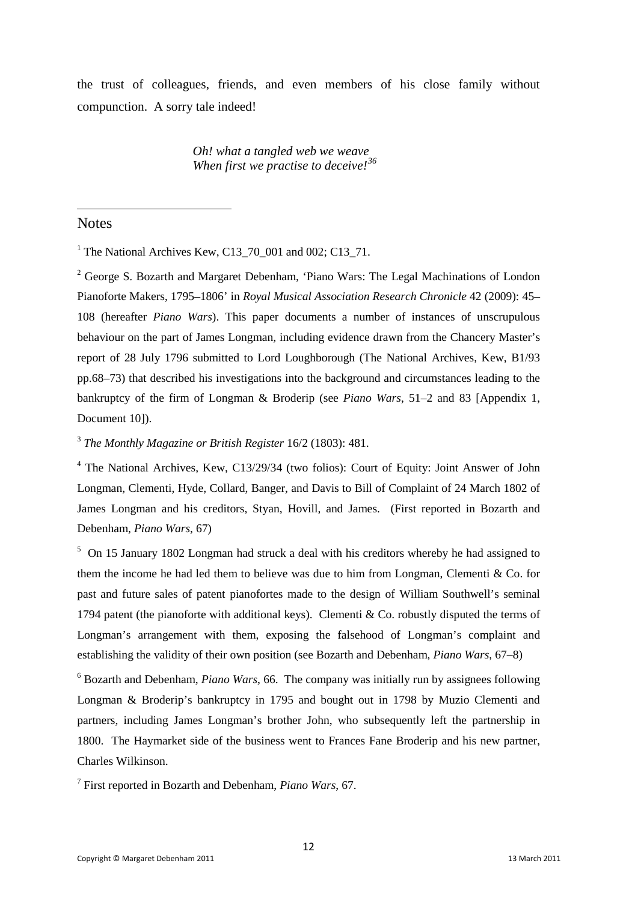the trust of colleagues, friends, and even members of his close family without compunction. A sorry tale indeed!

> *Oh! what a tangled web we weave*
> *When first we practise to deceive!*[36]

---

## Notes

[1] The National Archives Kew, C13_70_001 and 002; C13_71.

[2] George S. Bozarth and Margaret Debenham, 'Piano Wars: The Legal Machinations of London Pianoforte Makers, 1795–1806' in *Royal Musical Association Research Chronicle* 42 (2009): 45–108 (hereafter *Piano Wars*). This paper documents a number of instances of unscrupulous behaviour on the part of James Longman, including evidence drawn from the Chancery Master's report of 28 July 1796 submitted to Lord Loughborough (The National Archives, Kew, B1/93 pp.68–73) that described his investigations into the background and circumstances leading to the bankruptcy of the firm of Longman & Broderip (see *Piano Wars*, 51–2 and 83 [Appendix 1, Document 10]).

[3] *The Monthly Magazine or British Register* 16/2 (1803): 481.

[4] The National Archives, Kew, C13/29/34 (two folios): Court of Equity: Joint Answer of John Longman, Clementi, Hyde, Collard, Banger, and Davis to Bill of Complaint of 24 March 1802 of James Longman and his creditors, Styan, Hovill, and James. (First reported in Bozarth and Debenham, *Piano Wars*, 67)

[5] On 15 January 1802 Longman had struck a deal with his creditors whereby he had assigned to them the income he had led them to believe was due to him from Longman, Clementi & Co. for past and future sales of patent pianofortes made to the design of William Southwell's seminal 1794 patent (the pianoforte with additional keys). Clementi & Co. robustly disputed the terms of Longman's arrangement with them, exposing the falsehood of Longman's complaint and establishing the validity of their own position (see Bozarth and Debenham, *Piano Wars*, 67–8)

[6] Bozarth and Debenham, *Piano Wars*, 66. The company was initially run by assignees following Longman & Broderip's bankruptcy in 1795 and bought out in 1798 by Muzio Clementi and partners, including James Longman's brother John, who subsequently left the partnership in 1800. The Haymarket side of the business went to Frances Fane Broderip and his new partner, Charles Wilkinson.

[7] First reported in Bozarth and Debenham, *Piano Wars*, 67.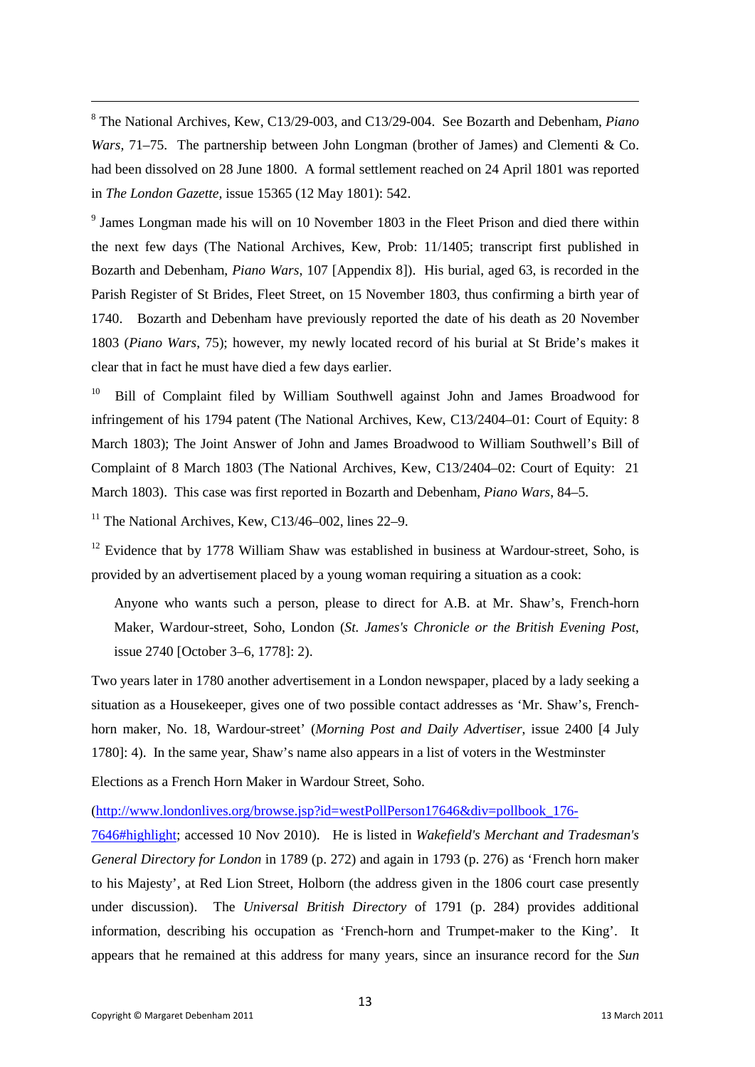[8] The National Archives, Kew, C13/29-003, and C13/29-004. See Bozarth and Debenham, *Piano Wars*, 71–75. The partnership between John Longman (brother of James) and Clementi & Co. had been dissolved on 28 June 1800. A formal settlement reached on 24 April 1801 was reported in *The London Gazette*, issue 15365 (12 May 1801): 542.

[9] James Longman made his will on 10 November 1803 in the Fleet Prison and died there within the next few days (The National Archives, Kew, Prob: 11/1405; transcript first published in Bozarth and Debenham, *Piano Wars*, 107 [Appendix 8]). His burial, aged 63, is recorded in the Parish Register of St Brides, Fleet Street, on 15 November 1803, thus confirming a birth year of 1740. Bozarth and Debenham have previously reported the date of his death as 20 November 1803 (*Piano Wars*, 75); however, my newly located record of his burial at St Bride's makes it clear that in fact he must have died a few days earlier.

[10] Bill of Complaint filed by William Southwell against John and James Broadwood for infringement of his 1794 patent (The National Archives, Kew, C13/2404–01: Court of Equity: 8 March 1803); The Joint Answer of John and James Broadwood to William Southwell's Bill of Complaint of 8 March 1803 (The National Archives, Kew, C13/2404–02: Court of Equity: 21 March 1803). This case was first reported in Bozarth and Debenham, *Piano Wars*, 84–5.

[11] The National Archives, Kew, C13/46–002, lines 22–9.

[12] Evidence that by 1778 William Shaw was established in business at Wardour-street, Soho, is provided by an advertisement placed by a young woman requiring a situation as a cook:

> Anyone who wants such a person, please to direct for A.B. at Mr. Shaw's, French-horn Maker, Wardour-street, Soho, London (*St. James's Chronicle or the British Evening Post*, issue 2740 [October 3–6, 1778]: 2).

Two years later in 1780 another advertisement in a London newspaper, placed by a lady seeking a situation as a Housekeeper, gives one of two possible contact addresses as 'Mr. Shaw's, French-horn maker, No. 18, Wardour-street' (*Morning Post and Daily Advertiser*, issue 2400 [4 July 1780]: 4). In the same year, Shaw's name also appears in a list of voters in the Westminster Elections as a French Horn Maker in Wardour Street, Soho.

(http://www.londonlives.org/browse.jsp?id=westPollPerson17646&div=pollbook_176-7646#highlight; accessed 10 Nov 2010). He is listed in *Wakefield's Merchant and Tradesman's General Directory for London* in 1789 (p. 272) and again in 1793 (p. 276) as 'French horn maker to his Majesty', at Red Lion Street, Holborn (the address given in the 1806 court case presently under discussion). The *Universal British Directory* of 1791 (p. 284) provides additional information, describing his occupation as 'French-horn and Trumpet-maker to the King'. It appears that he remained at this address for many years, since an insurance record for the *Sun*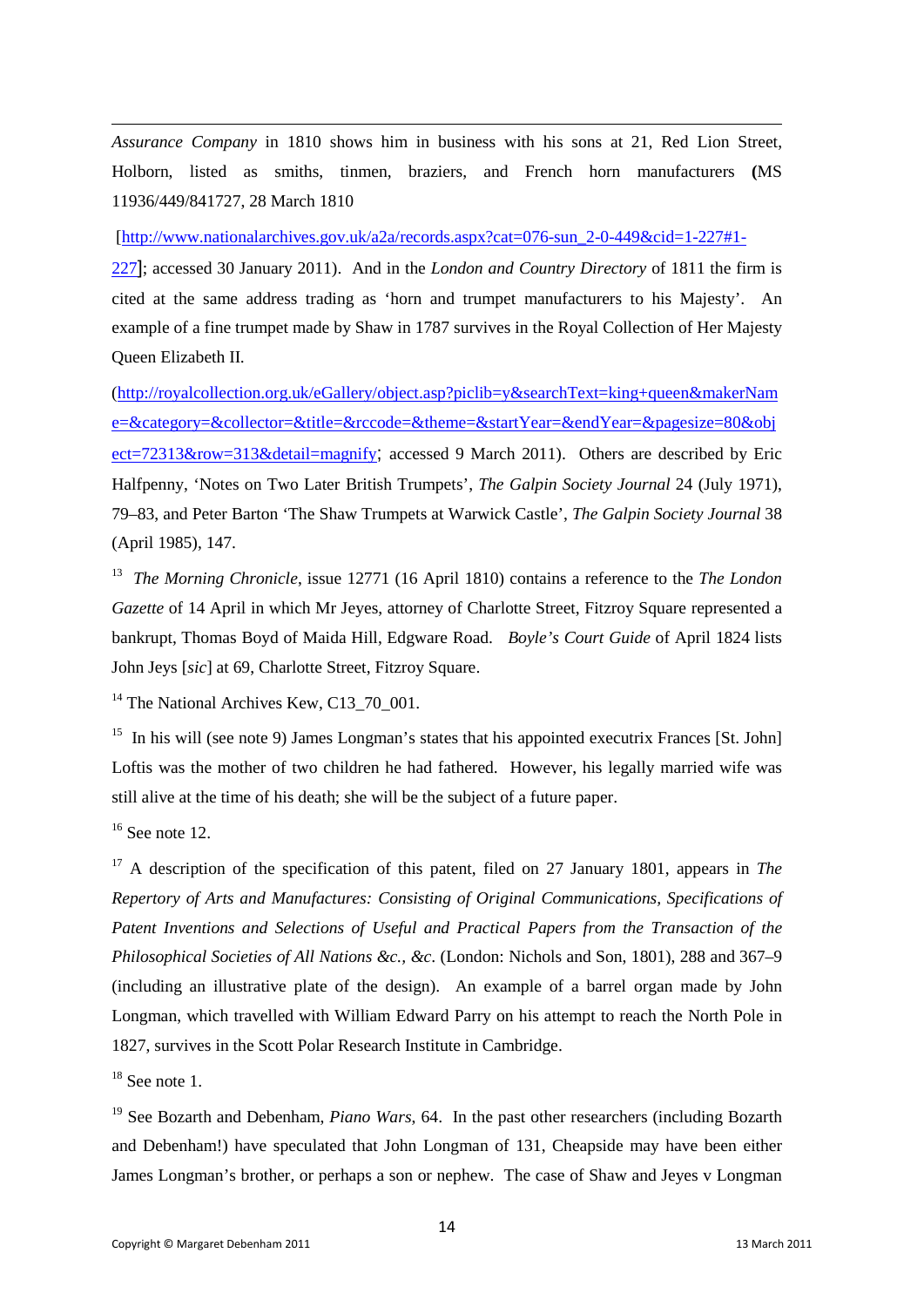*Assurance Company* in 1810 shows him in business with his sons at 21, Red Lion Street, Holborn, listed as smiths, tinmen, braziers, and French horn manufacturers (MS 11936/449/841727, 28 March 1810

[http://www.nationalarchives.gov.uk/a2a/records.aspx?cat=076-sun_2-0-449&cid=1-227#1-227]; accessed 30 January 2011). And in the *London and Country Directory* of 1811 the firm is cited at the same address trading as 'horn and trumpet manufacturers to his Majesty'. An example of a fine trumpet made by Shaw in 1787 survives in the Royal Collection of Her Majesty Queen Elizabeth II.

(http://royalcollection.org.uk/eGallery/object.asp?piclib=y&searchText=king+queen&makerName=&category=&collector=&title=&rccode=&theme=&startYear=&endYear=&pagesize=80&object=72313&row=313&detail=magnify; accessed 9 March 2011). Others are described by Eric Halfpenny, 'Notes on Two Later British Trumpets', *The Galpin Society Journal* 24 (July 1971), 79–83, and Peter Barton 'The Shaw Trumpets at Warwick Castle', *The Galpin Society Journal* 38 (April 1985), 147.

[13] *The Morning Chronicle*, issue 12771 (16 April 1810) contains a reference to the *The London Gazette* of 14 April in which Mr Jeyes, attorney of Charlotte Street, Fitzroy Square represented a bankrupt, Thomas Boyd of Maida Hill, Edgware Road. *Boyle's Court Guide* of April 1824 lists John Jeys [*sic*] at 69, Charlotte Street, Fitzroy Square.

[14] The National Archives Kew, C13_70_001.

[15] In his will (see note 9) James Longman's states that his appointed executrix Frances [St. John] Loftis was the mother of two children he had fathered. However, his legally married wife was still alive at the time of his death; she will be the subject of a future paper.

[16] See note 12.

[17] A description of the specification of this patent, filed on 27 January 1801, appears in *The Repertory of Arts and Manufactures: Consisting of Original Communications, Specifications of Patent Inventions and Selections of Useful and Practical Papers from the Transaction of the Philosophical Societies of All Nations &c., &c*. (London: Nichols and Son, 1801), 288 and 367–9 (including an illustrative plate of the design). An example of a barrel organ made by John Longman, which travelled with William Edward Parry on his attempt to reach the North Pole in 1827, survives in the Scott Polar Research Institute in Cambridge.

[18] See note 1.

[19] See Bozarth and Debenham, *Piano Wars*, 64. In the past other researchers (including Bozarth and Debenham!) have speculated that John Longman of 131, Cheapside may have been either James Longman's brother, or perhaps a son or nephew. The case of Shaw and Jeyes v Longman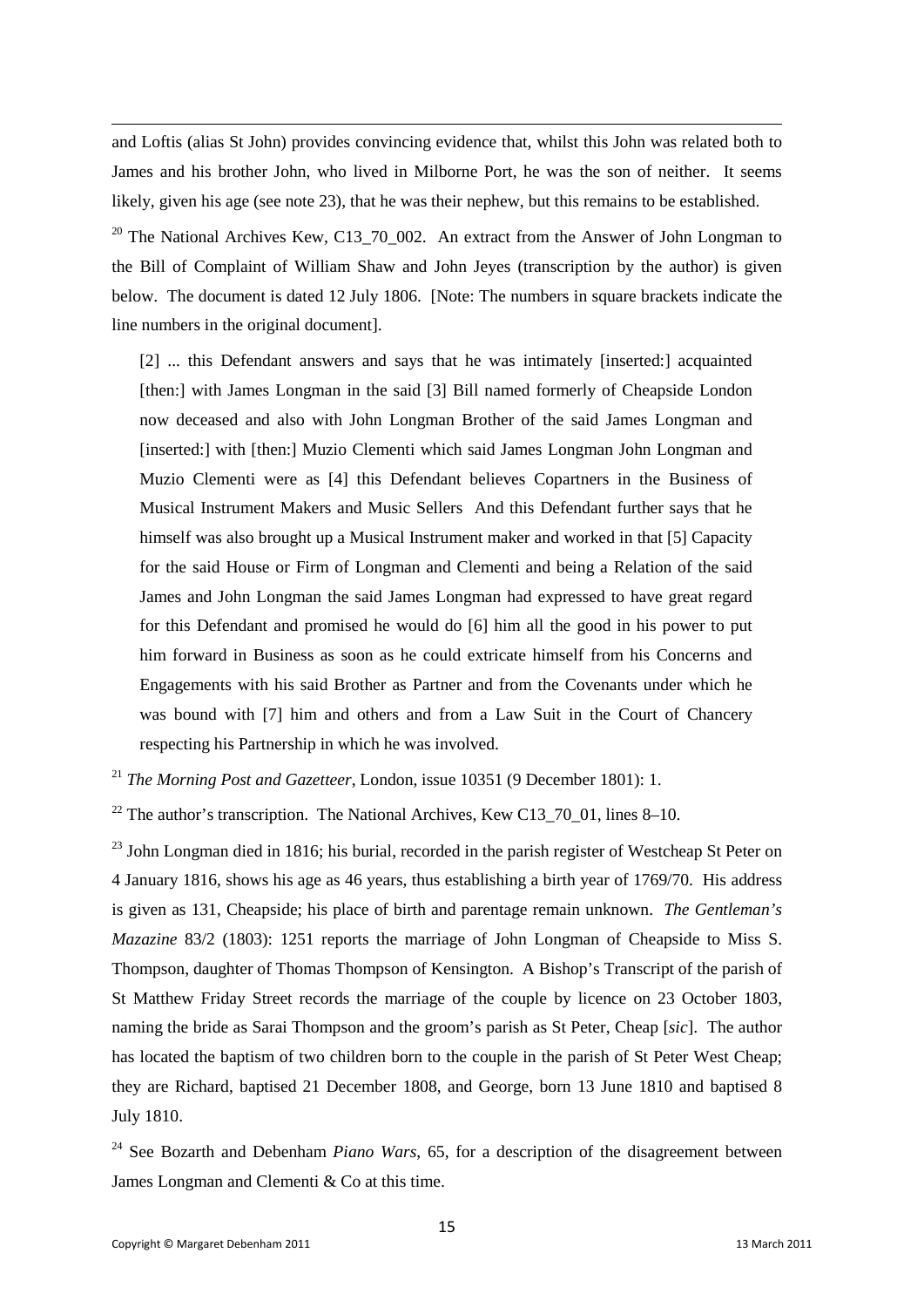and Loftis (alias St John) provides convincing evidence that, whilst this John was related both to James and his brother John, who lived in Milborne Port, he was the son of neither. It seems likely, given his age (see note 23), that he was their nephew, but this remains to be established.

[20] The National Archives Kew, C13_70_002. An extract from the Answer of John Longman to the Bill of Complaint of William Shaw and John Jeyes (transcription by the author) is given below. The document is dated 12 July 1806. [Note: The numbers in square brackets indicate the line numbers in the original document].

> [2] ... this Defendant answers and says that he was intimately [inserted:] acquainted [then:] with James Longman in the said [3] Bill named formerly of Cheapside London now deceased and also with John Longman Brother of the said James Longman and [inserted:] with [then:] Muzio Clementi which said James Longman John Longman and Muzio Clementi were as [4] this Defendant believes Copartners in the Business of Musical Instrument Makers and Music Sellers And this Defendant further says that he himself was also brought up a Musical Instrument maker and worked in that [5] Capacity for the said House or Firm of Longman and Clementi and being a Relation of the said James and John Longman the said James Longman had expressed to have great regard for this Defendant and promised he would do [6] him all the good in his power to put him forward in Business as soon as he could extricate himself from his Concerns and Engagements with his said Brother as Partner and from the Covenants under which he was bound with [7] him and others and from a Law Suit in the Court of Chancery respecting his Partnership in which he was involved.

[21] *The Morning Post and Gazetteer*, London, issue 10351 (9 December 1801): 1.

[22] The author's transcription. The National Archives, Kew C13_70_01, lines 8–10.

[23] John Longman died in 1816; his burial, recorded in the parish register of Westcheap St Peter on 4 January 1816, shows his age as 46 years, thus establishing a birth year of 1769/70. His address is given as 131, Cheapside; his place of birth and parentage remain unknown. *The Gentleman's Mazazine* 83/2 (1803): 1251 reports the marriage of John Longman of Cheapside to Miss S. Thompson, daughter of Thomas Thompson of Kensington. A Bishop's Transcript of the parish of St Matthew Friday Street records the marriage of the couple by licence on 23 October 1803, naming the bride as Sarai Thompson and the groom's parish as St Peter, Cheap [*sic*]. The author has located the baptism of two children born to the couple in the parish of St Peter West Cheap; they are Richard, baptised 21 December 1808, and George, born 13 June 1810 and baptised 8 July 1810.

[24] See Bozarth and Debenham *Piano Wars*, 65, for a description of the disagreement between James Longman and Clementi & Co at this time.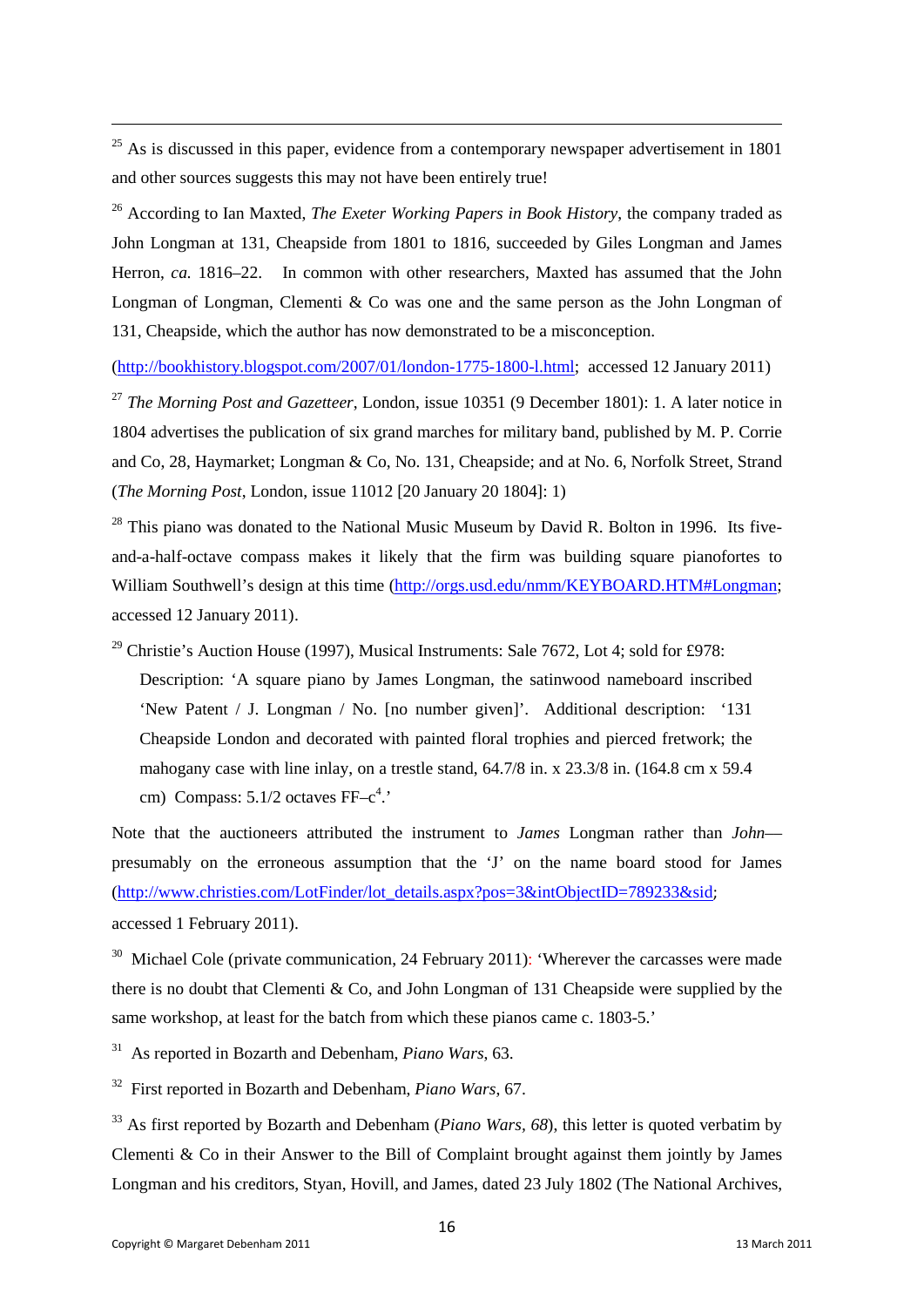[25] As is discussed in this paper, evidence from a contemporary newspaper advertisement in 1801 and other sources suggests this may not have been entirely true!

[26] According to Ian Maxted, *The Exeter Working Papers in Book History*, the company traded as John Longman at 131, Cheapside from 1801 to 1816, succeeded by Giles Longman and James Herron, *ca.* 1816–22. In common with other researchers, Maxted has assumed that the John Longman of Longman, Clementi & Co was one and the same person as the John Longman of 131, Cheapside, which the author has now demonstrated to be a misconception.

(http://bookhistory.blogspot.com/2007/01/london-1775-1800-l.html; accessed 12 January 2011)

[27] *The Morning Post and Gazetteer*, London, issue 10351 (9 December 1801): 1. A later notice in 1804 advertises the publication of six grand marches for military band, published by M. P. Corrie and Co, 28, Haymarket; Longman & Co, No. 131, Cheapside; and at No. 6, Norfolk Street, Strand (*The Morning Post*, London, issue 11012 [20 January 20 1804]: 1)

[28] This piano was donated to the National Music Museum by David R. Bolton in 1996. Its five-and-a-half-octave compass makes it likely that the firm was building square pianofortes to William Southwell's design at this time (http://orgs.usd.edu/nmm/KEYBOARD.HTM#Longman; accessed 12 January 2011).

[29] Christie's Auction House (1997), Musical Instruments: Sale 7672, Lot 4; sold for £978:

> Description: 'A square piano by James Longman, the satinwood nameboard inscribed 'New Patent / J. Longman / No. [no number given]'. Additional description: '131 Cheapside London and decorated with painted floral trophies and pierced fretwork; the mahogany case with line inlay, on a trestle stand, 64.7/8 in. x 23.3/8 in. (164.8 cm x 59.4 cm) Compass: 5.1/2 octaves FF–$c^4$.'

Note that the auctioneers attributed the instrument to *James* Longman rather than *John*—presumably on the erroneous assumption that the 'J' on the name board stood for James (http://www.christies.com/LotFinder/lot_details.aspx?pos=3&intObjectID=789233&sid; accessed 1 February 2011).

[30] Michael Cole (private communication, 24 February 2011): 'Wherever the carcasses were made there is no doubt that Clementi & Co, and John Longman of 131 Cheapside were supplied by the same workshop, at least for the batch from which these pianos came c. 1803-5.'

[31] As reported in Bozarth and Debenham, *Piano Wars*, 63.

[32] First reported in Bozarth and Debenham, *Piano Wars*, 67.

[33] As first reported by Bozarth and Debenham (*Piano Wars, 68*), this letter is quoted verbatim by Clementi & Co in their Answer to the Bill of Complaint brought against them jointly by James Longman and his creditors, Styan, Hovill, and James, dated 23 July 1802 (The National Archives,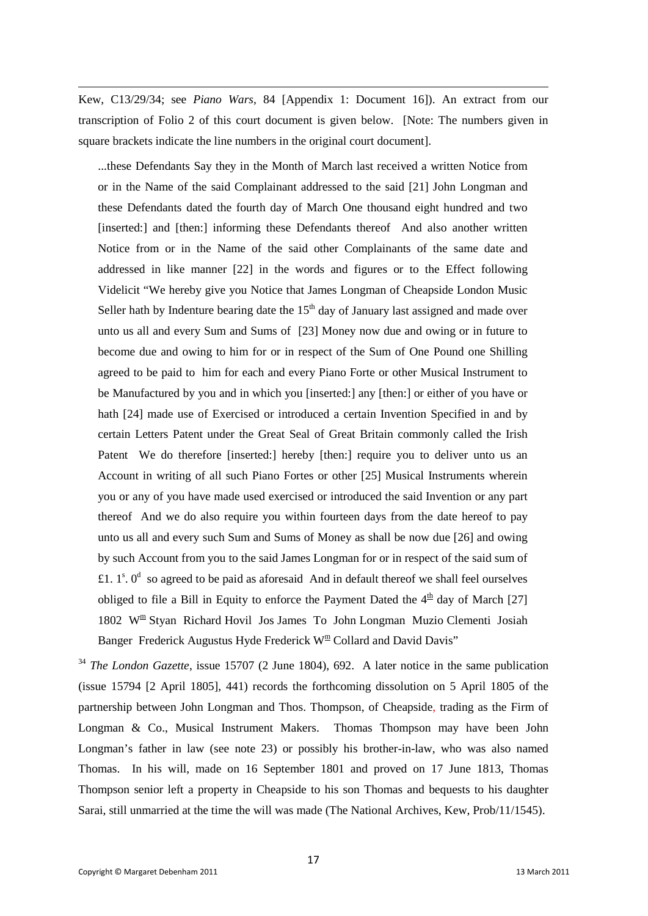Kew, C13/29/34; see *Piano Wars*, 84 [Appendix 1: Document 16]). An extract from our transcription of Folio 2 of this court document is given below. [Note: The numbers given in square brackets indicate the line numbers in the original court document].

> ...these Defendants Say they in the Month of March last received a written Notice from or in the Name of the said Complainant addressed to the said [21] John Longman and these Defendants dated the fourth day of March One thousand eight hundred and two [inserted:] and [then:] informing these Defendants thereof And also another written Notice from or in the Name of the said other Complainants of the same date and addressed in like manner [22] in the words and figures or to the Effect following Videlicit "We hereby give you Notice that James Longman of Cheapside London Music Seller hath by Indenture bearing date the 15th day of January last assigned and made over unto us all and every Sum and Sums of [23] Money now due and owing or in future to become due and owing to him for or in respect of the Sum of One Pound one Shilling agreed to be paid to him for each and every Piano Forte or other Musical Instrument to be Manufactured by you and in which you [inserted:] any [then:] or either of you have or hath [24] made use of Exercised or introduced a certain Invention Specified in and by certain Letters Patent under the Great Seal of Great Britain commonly called the Irish Patent We do therefore [inserted:] hereby [then:] require you to deliver unto us an Account in writing of all such Piano Fortes or other [25] Musical Instruments wherein you or any of you have made used exercised or introduced the said Invention or any part thereof And we do also require you within fourteen days from the date hereof to pay unto us all and every such Sum and Sums of Money as shall be now due [26] and owing by such Account from you to the said James Longman for or in respect of the said sum of £1. 1s. 0d so agreed to be paid as aforesaid And in default thereof we shall feel ourselves obliged to file a Bill in Equity to enforce the Payment Dated the 4th day of March [27] 1802 Wm Styan Richard Hovil Jos James To John Longman Muzio Clementi Josiah Banger Frederick Augustus Hyde Frederick Wm Collard and David Davis"

[34] *The London Gazette*, issue 15707 (2 June 1804), 692. A later notice in the same publication (issue 15794 [2 April 1805], 441) records the forthcoming dissolution on 5 April 1805 of the partnership between John Longman and Thos. Thompson, of Cheapside, trading as the Firm of Longman & Co., Musical Instrument Makers. Thomas Thompson may have been John Longman's father in law (see note 23) or possibly his brother-in-law, who was also named Thomas. In his will, made on 16 September 1801 and proved on 17 June 1813, Thomas Thompson senior left a property in Cheapside to his son Thomas and bequests to his daughter Sarai, still unmarried at the time the will was made (The National Archives, Kew, Prob/11/1545).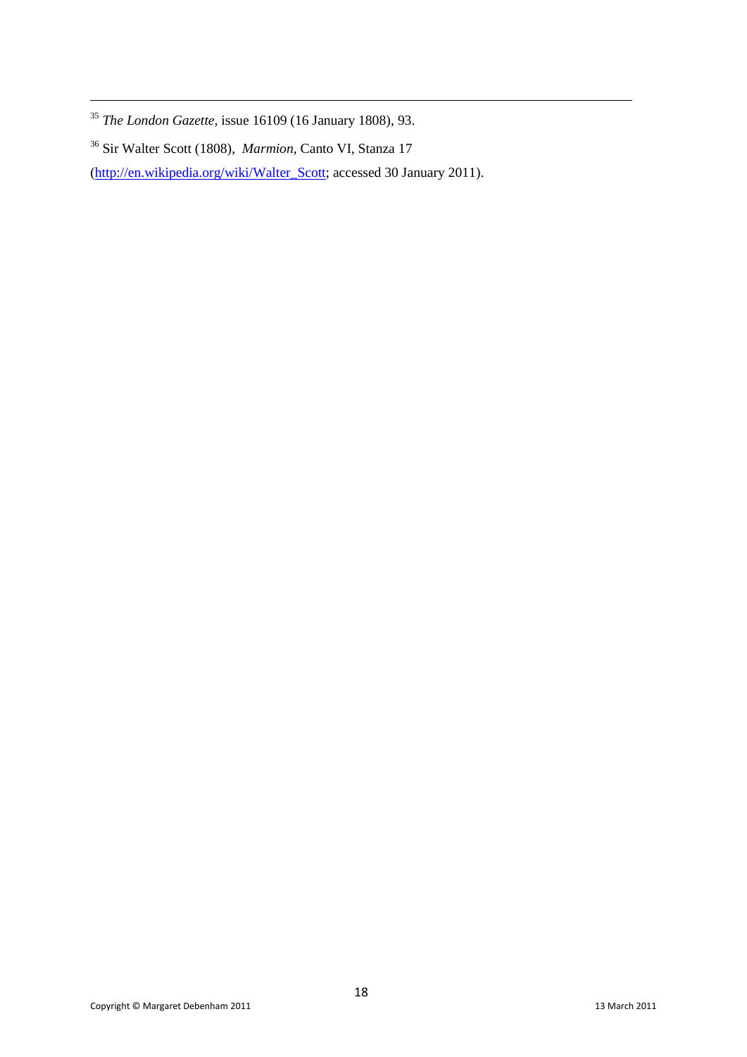[35] *The London Gazette*, issue 16109 (16 January 1808), 93.

[36] Sir Walter Scott (1808), *Marmion*, Canto VI, Stanza 17 (http://en.wikipedia.org/wiki/Walter_Scott; accessed 30 January 2011).